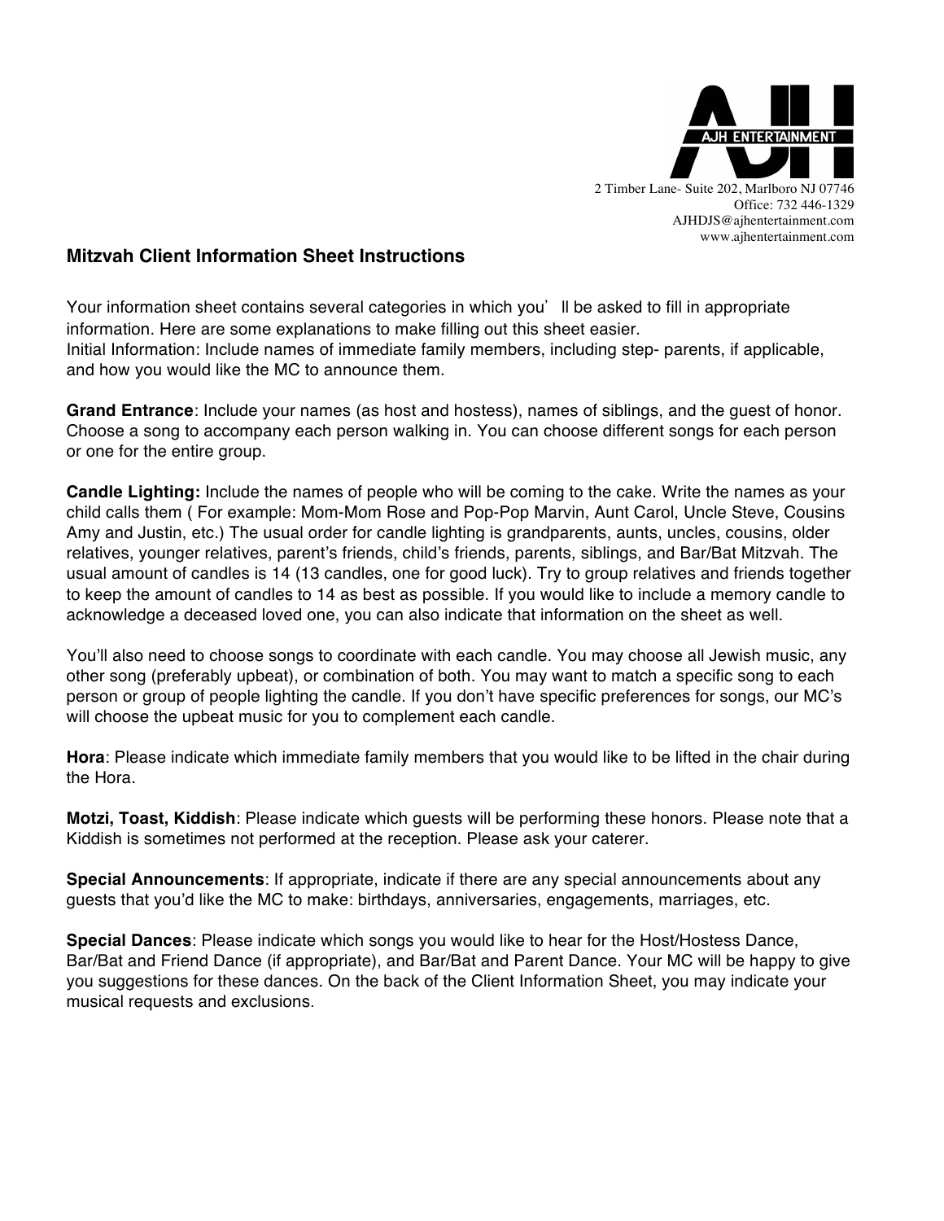AJH ENTERTAINMENT

2 Timber Lane- Suite 202, Marlboro NJ 07746
Office: 732 446-1329
AJHDJS@ajhentertainment.com
www.ajhentertainment.com

## Mitzvah Client Information Sheet Instructions

Your information sheet contains several categories in which you'll be asked to fill in appropriate information. Here are some explanations to make filling out this sheet easier.
Initial Information: Include names of immediate family members, including step- parents, if applicable, and how you would like the MC to announce them.

**Grand Entrance**: Include your names (as host and hostess), names of siblings, and the guest of honor. Choose a song to accompany each person walking in. You can choose different songs for each person or one for the entire group.

**Candle Lighting:** Include the names of people who will be coming to the cake. Write the names as your child calls them ( For example: Mom-Mom Rose and Pop-Pop Marvin, Aunt Carol, Uncle Steve, Cousins Amy and Justin, etc.) The usual order for candle lighting is grandparents, aunts, uncles, cousins, older relatives, younger relatives, parent's friends, child's friends, parents, siblings, and Bar/Bat Mitzvah. The usual amount of candles is 14 (13 candles, one for good luck). Try to group relatives and friends together to keep the amount of candles to 14 as best as possible. If you would like to include a memory candle to acknowledge a deceased loved one, you can also indicate that information on the sheet as well.

You'll also need to choose songs to coordinate with each candle. You may choose all Jewish music, any other song (preferably upbeat), or combination of both. You may want to match a specific song to each person or group of people lighting the candle. If you don't have specific preferences for songs, our MC's will choose the upbeat music for you to complement each candle.

**Hora**: Please indicate which immediate family members that you would like to be lifted in the chair during the Hora.

**Motzi, Toast, Kiddish**: Please indicate which guests will be performing these honors. Please note that a Kiddish is sometimes not performed at the reception. Please ask your caterer.

**Special Announcements**: If appropriate, indicate if there are any special announcements about any guests that you'd like the MC to make: birthdays, anniversaries, engagements, marriages, etc.

**Special Dances**: Please indicate which songs you would like to hear for the Host/Hostess Dance, Bar/Bat and Friend Dance (if appropriate), and Bar/Bat and Parent Dance. Your MC will be happy to give you suggestions for these dances. On the back of the Client Information Sheet, you may indicate your musical requests and exclusions.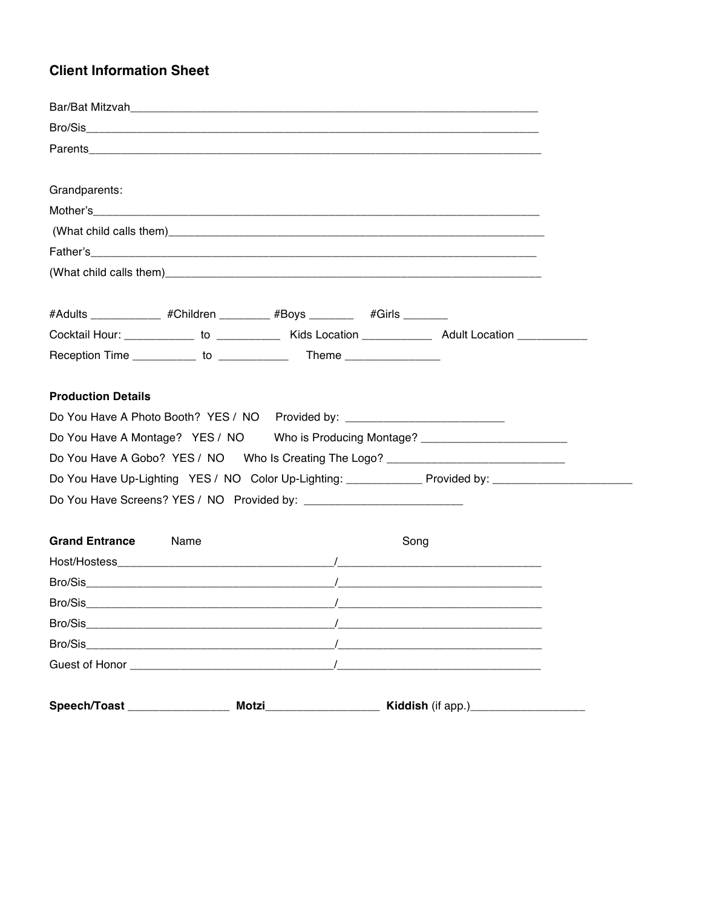## Client Information Sheet

Bar/Bat Mitzvah_______________________________________________________________________

Bro/Sis_____________________________________________________________________________

Parents_____________________________________________________________________________

Grandparents:

Mother's____________________________________________________________________________

(What child calls them)________________________________________________________________

Father's____________________________________________________________________________

(What child calls them)________________________________________________________________

#Adults ___________ #Children ________ #Boys _______ #Girls _______

Cocktail Hour: ___________ to __________ Kids Location ___________ Adult Location ___________

Reception Time __________ to ___________ Theme _______________

**Production Details**

Do You Have A Photo Booth? YES / NO Provided by: _________________________

Do You Have A Montage? YES / NO Who is Producing Montage? _______________________

Do You Have A Gobo? YES / NO Who Is Creating The Logo? _____________________________

Do You Have Up-Lighting YES / NO Color Up-Lighting: ____________ Provided by: ______________________

Do You Have Screens? YES / NO Provided by: _________________________

| **Grand Entrance** Name | Song |
| --- | --- |
| Host/Hostess___________________________________ | /_________________________________ |
| Bro/Sis________________________________________ | /_________________________________ |
| Bro/Sis________________________________________ | /_________________________________ |
| Bro/Sis________________________________________ | /_________________________________ |
| Bro/Sis________________________________________ | /_________________________________ |
| Guest of Honor _________________________________ | /_________________________________ |

**Speech/Toast** ________________ **Motzi**__________________ **Kiddish** (if app.)__________________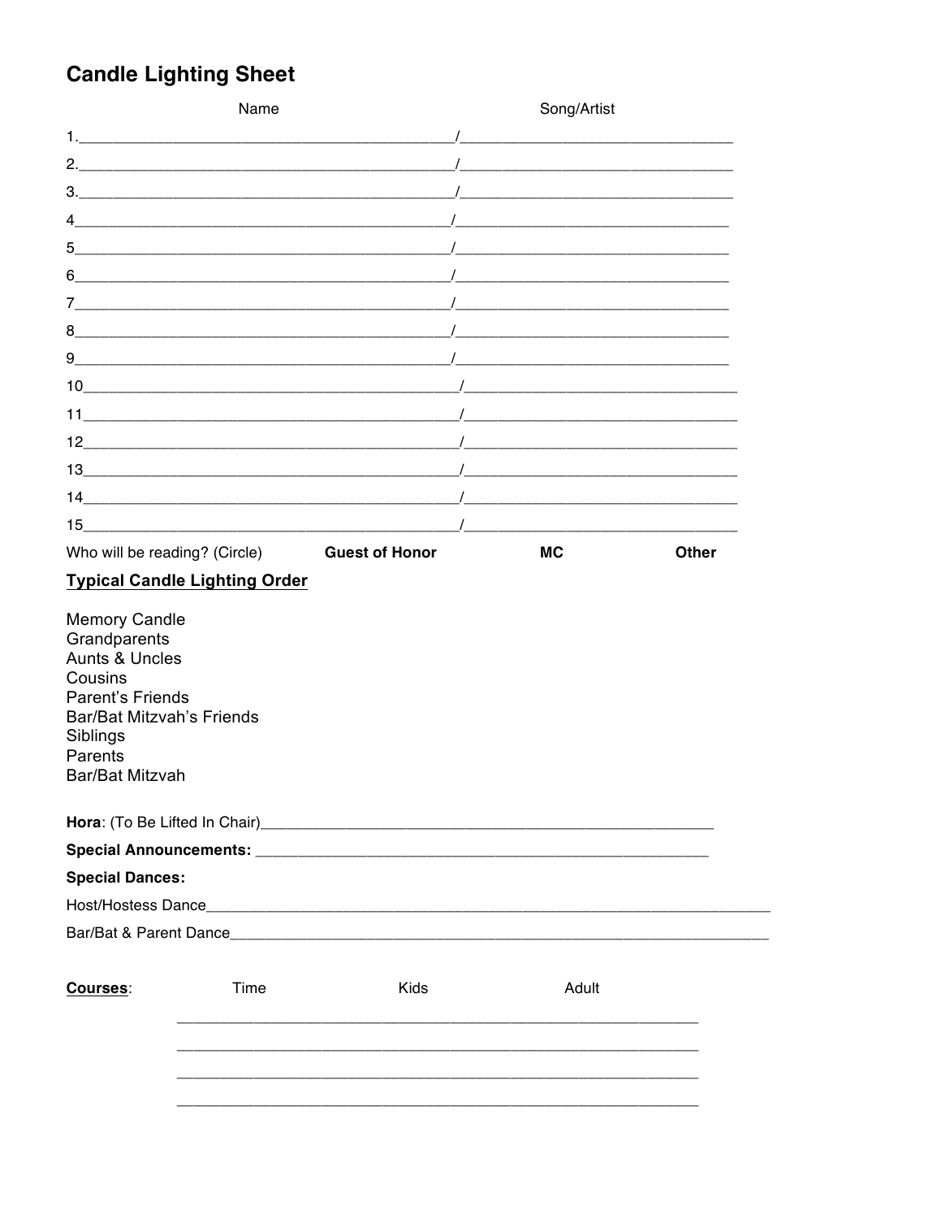# Candle Lighting Sheet

| | Name | | Song/Artist |
|---|---|---|---|
| 1. | ____________________________________________ | / | ______________________________ |
| 2. | ____________________________________________ | / | ______________________________ |
| 3. | ____________________________________________ | / | ______________________________ |
| 4 | ____________________________________________ | / | ______________________________ |
| 5 | ____________________________________________ | / | ______________________________ |
| 6 | ____________________________________________ | / | ______________________________ |
| 7 | ____________________________________________ | / | ______________________________ |
| 8 | ____________________________________________ | / | ______________________________ |
| 9 | ____________________________________________ | / | ______________________________ |
| 10 | ____________________________________________ | / | ______________________________ |
| 11 | ____________________________________________ | / | ______________________________ |
| 12 | ____________________________________________ | / | ______________________________ |
| 13 | ____________________________________________ | / | ______________________________ |
| 14 | ____________________________________________ | / | ______________________________ |
| 15 | ____________________________________________ | / | ______________________________ |

Who will be reading? (Circle) **Guest of Honor** **MC** **Other**

**Typical Candle Lighting Order**

Memory Candle
Grandparents
Aunts & Uncles
Cousins
Parent's Friends
Bar/Bat Mitzvah's Friends
Siblings
Parents
Bar/Bat Mitzvah

**Hora**: (To Be Lifted In Chair)____________________________________________________

**Special Announcements:** ____________________________________________________

**Special Dances:**

Host/Hostess Dance________________________________________________________________

Bar/Bat & Parent Dance______________________________________________________________

**Courses**:

| Time | Kids | Adult |
|---|---|---|
| | | |
| | | |
| | | |
| | | |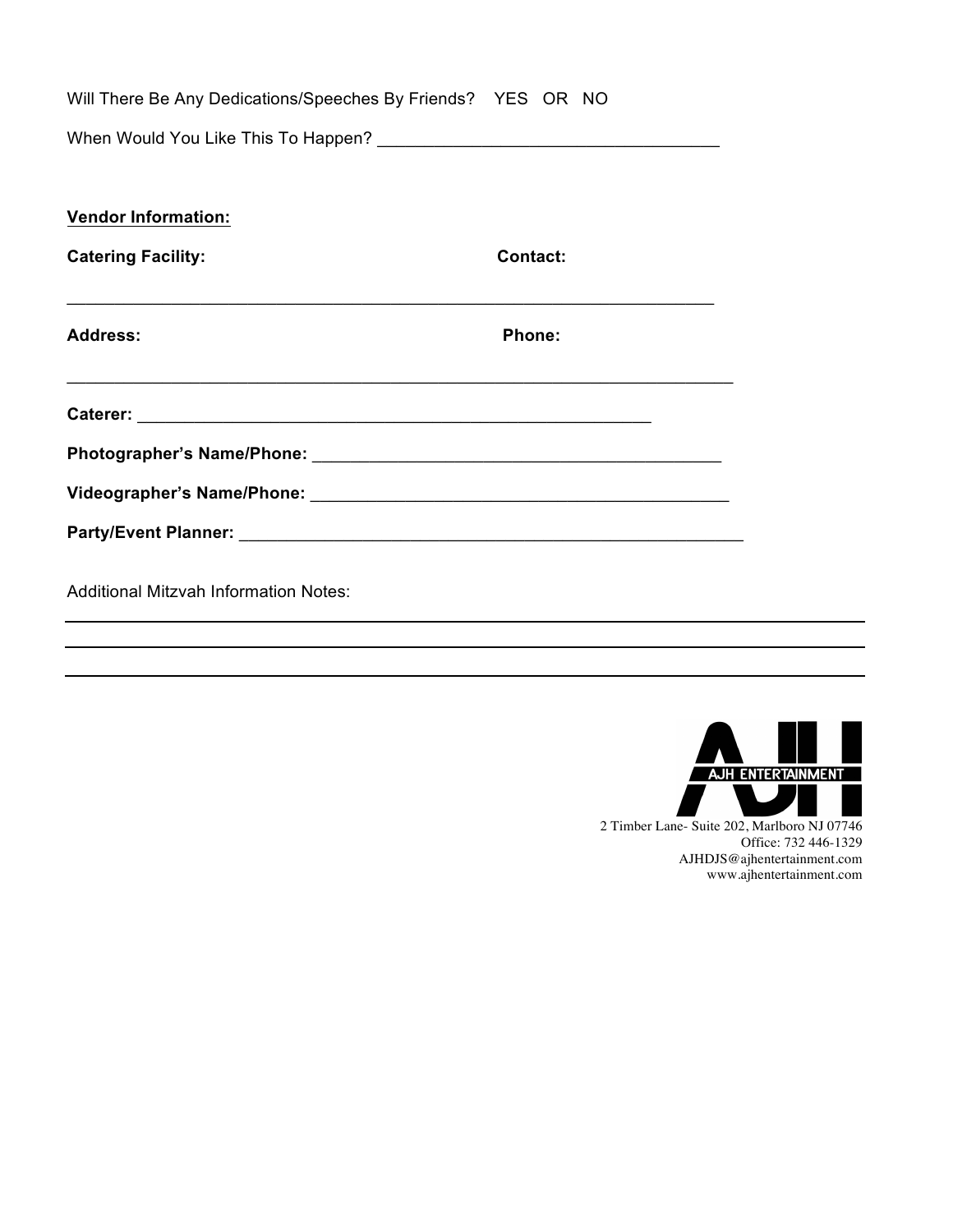Will There Be Any Dedications/Speeches By Friends? YES OR NO

When Would You Like This To Happen? ___________________________________

**<u>Vendor Information:</u>**

**Catering Facility:** **Contact:**

_____________________________________________________________________

**Address:** **Phone:**

_____________________________________________________________________

**Caterer:** _______________________________________________________

**Photographer's Name/Phone:** __________________________________________

**Videographer's Name/Phone:** __________________________________________

**Party/Event Planner:** ____________________________________________________

Additional Mitzvah Information Notes:

_____________________________________________________________________

_____________________________________________________________________

_____________________________________________________________________

AJH ENTERTAINMENT

2 Timber Lane- Suite 202, Marlboro NJ 07746
Office: 732 446-1329
AJHDJS@ajhentertainment.com
www.ajhentertainment.com